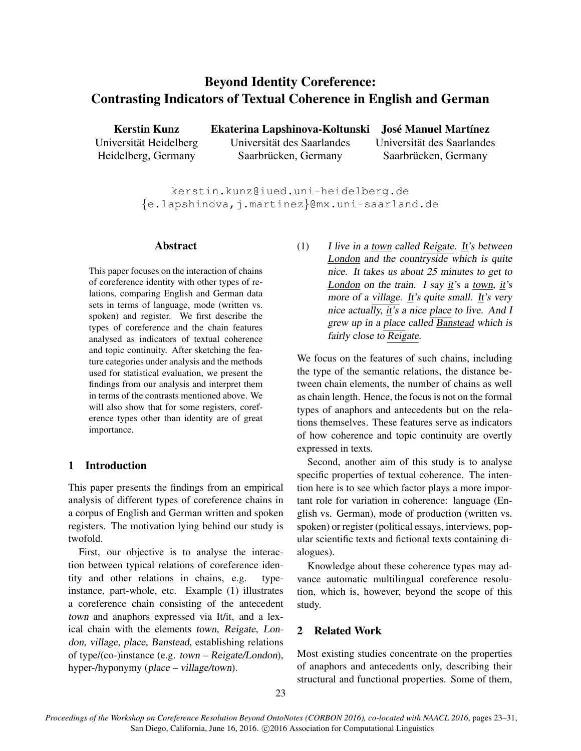# Beyond Identity Coreference: Contrasting Indicators of Textual Coherence in English and German

**Kerstin Kunz**
Universität Heidelberg
Heidelberg, Germany

**Ekaterina Lapshinova-Koltunski**
Universität des Saarlandes
Saarbrücken, Germany

**José Manuel Martínez**
Universität des Saarlandes
Saarbrücken, Germany

kerstin.kunz@iued.uni-heidelberg.de
{e.lapshinova,j.martinez}@mx.uni-saarland.de

## Abstract

This paper focuses on the interaction of chains of coreference identity with other types of relations, comparing English and German data sets in terms of language, mode (written vs. spoken) and register. We first describe the types of coreference and the chain features analysed as indicators of textual coherence and topic continuity. After sketching the feature categories under analysis and the methods used for statistical evaluation, we present the findings from our analysis and interpret them in terms of the contrasts mentioned above. We will also show that for some registers, coreference types other than identity are of great importance.

## 1 Introduction

This paper presents the findings from an empirical analysis of different types of coreference chains in a corpus of English and German written and spoken registers. The motivation lying behind our study is twofold.

First, our objective is to analyse the interaction between typical relations of coreference identity and other relations in chains, e.g. type-instance, part-whole, etc. Example (1) illustrates a coreference chain consisting of the antecedent *town* and anaphors expressed via It/it, and a lexical chain with the elements *town*, *Reigate*, *London*, *village*, *place*, *Banstead*, establishing relations of type/(co-)instance (e.g. *town – Reigate/London*), hyper-/hyponymy (*place – village/town*).

(1) *I live in a town called Reigate. It's between London and the countryside which is quite nice. It takes us about 25 minutes to get to London on the train. I say it's a town, it's more of a village. It's quite small. It's very nice actually, it's a nice place to live. And I grew up in a place called Banstead which is fairly close to Reigate.*

We focus on the features of such chains, including the type of the semantic relations, the distance between chain elements, the number of chains as well as chain length. Hence, the focus is not on the formal types of anaphors and antecedents but on the relations themselves. These features serve as indicators of how coherence and topic continuity are overtly expressed in texts.

Second, another aim of this study is to analyse specific properties of textual coherence. The intention here is to see which factor plays a more important role for variation in coherence: language (English vs. German), mode of production (written vs. spoken) or register (political essays, interviews, popular scientific texts and fictional texts containing dialogues).

Knowledge about these coherence types may advance automatic multilingual coreference resolution, which is, however, beyond the scope of this study.

## 2 Related Work

Most existing studies concentrate on the properties of anaphors and antecedents only, describing their structural and functional properties. Some of them,

Proceedings of the Workshop on Coreference Resolution Beyond OntoNotes (CORBON 2016), co-located with NAACL 2016, pages 23–31, San Diego, California, June 16, 2016. ©2016 Association for Computational Linguistics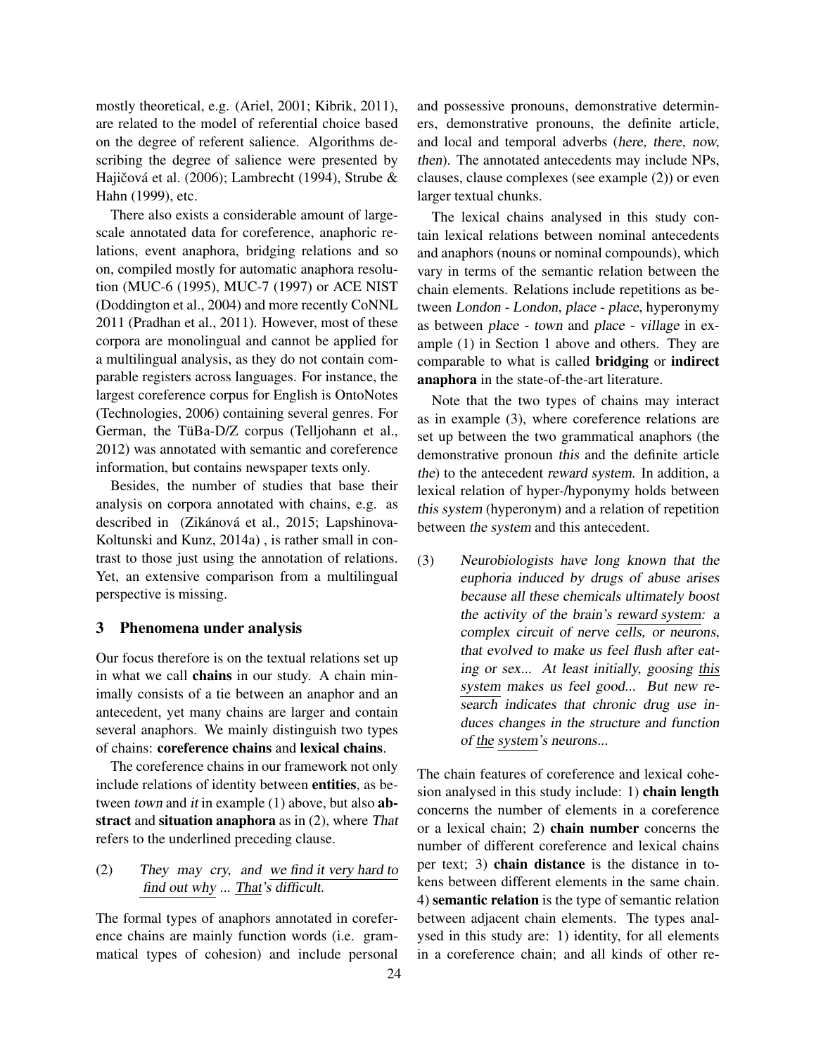mostly theoretical, e.g. (Ariel, 2001; Kibrik, 2011), are related to the model of referential choice based on the degree of referent salience. Algorithms describing the degree of salience were presented by Hajičová et al. (2006); Lambrecht (1994), Strube & Hahn (1999), etc.

There also exists a considerable amount of large-scale annotated data for coreference, anaphoric relations, event anaphora, bridging relations and so on, compiled mostly for automatic anaphora resolution (MUC-6 (1995), MUC-7 (1997) or ACE NIST (Doddington et al., 2004) and more recently CoNNL 2011 (Pradhan et al., 2011). However, most of these corpora are monolingual and cannot be applied for a multilingual analysis, as they do not contain comparable registers across languages. For instance, the largest coreference corpus for English is OntoNotes (Technologies, 2006) containing several genres. For German, the TüBa-D/Z corpus (Telljohann et al., 2012) was annotated with semantic and coreference information, but contains newspaper texts only.

Besides, the number of studies that base their analysis on corpora annotated with chains, e.g. as described in (Zikánová et al., 2015; Lapshinova-Koltunski and Kunz, 2014a) , is rather small in contrast to those just using the annotation of relations. Yet, an extensive comparison from a multilingual perspective is missing.

## 3 Phenomena under analysis

Our focus therefore is on the textual relations set up in what we call **chains** in our study. A chain minimally consists of a tie between an anaphor and an antecedent, yet many chains are larger and contain several anaphors. We mainly distinguish two types of chains: **coreference chains** and **lexical chains**.

The coreference chains in our framework not only include relations of identity between **entities**, as between *town* and *it* in example (1) above, but also **abstract** and **situation anaphora** as in (2), where *That* refers to the underlined preceding clause.

(2) *They may cry, and we find it very hard to find out why ... That's difficult.*

The formal types of anaphors annotated in coreference chains are mainly function words (i.e. grammatical types of cohesion) and include personal and possessive pronouns, demonstrative determiners, demonstrative pronouns, the definite article, and local and temporal adverbs (*here, there, now, then*). The annotated antecedents may include NPs, clauses, clause complexes (see example (2)) or even larger textual chunks.

The lexical chains analysed in this study contain lexical relations between nominal antecedents and anaphors (nouns or nominal compounds), which vary in terms of the semantic relation between the chain elements. Relations include repetitions as between *London - London*, *place - place*, hyperonymy as between *place - town* and *place - village* in example (1) in Section 1 above and others. They are comparable to what is called **bridging** or **indirect anaphora** in the state-of-the-art literature.

Note that the two types of chains may interact as in example (3), where coreference relations are set up between the two grammatical anaphors (the demonstrative pronoun *this* and the definite article *the*) to the antecedent *reward system*. In addition, a lexical relation of hyper-/hyponymy holds between *this system* (hyperonym) and a relation of repetition between *the system* and this antecedent.

(3) *Neurobiologists have long known that the euphoria induced by drugs of abuse arises because all these chemicals ultimately boost the activity of the brain's reward system: a complex circuit of nerve cells, or neurons, that evolved to make us feel flush after eating or sex... At least initially, goosing this system makes us feel good... But new research indicates that chronic drug use induces changes in the structure and function of the system's neurons...*

The chain features of coreference and lexical cohesion analysed in this study include: 1) **chain length** concerns the number of elements in a coreference or a lexical chain; 2) **chain number** concerns the number of different coreference and lexical chains per text; 3) **chain distance** is the distance in tokens between different elements in the same chain. 4) **semantic relation** is the type of semantic relation between adjacent chain elements. The types analysed in this study are: 1) identity, for all elements in a coreference chain; and all kinds of other re-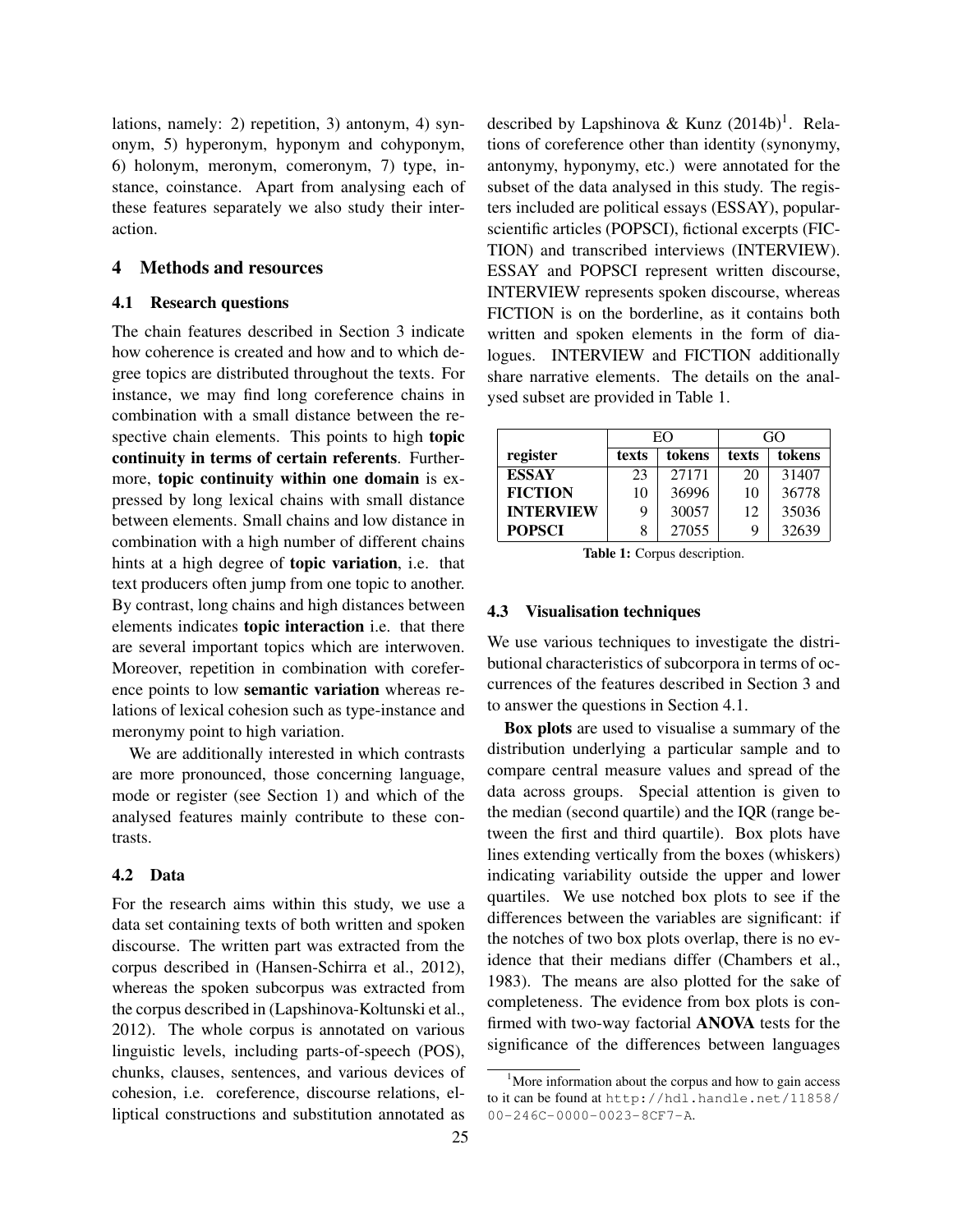lations, namely: 2) repetition, 3) antonym, 4) synonym, 5) hyperonym, hyponym and cohyponym, 6) holonym, meronym, comeronym, 7) type, instance, coinstance. Apart from analysing each of these features separately we also study their interaction.

## 4 Methods and resources

### 4.1 Research questions

The chain features described in Section 3 indicate how coherence is created and how and to which degree topics are distributed throughout the texts. For instance, we may find long coreference chains in combination with a small distance between the respective chain elements. This points to high **topic continuity in terms of certain referents**. Furthermore, **topic continuity within one domain** is expressed by long lexical chains with small distance between elements. Small chains and low distance in combination with a high number of different chains hints at a high degree of **topic variation**, i.e. that text producers often jump from one topic to another. By contrast, long chains and high distances between elements indicates **topic interaction** i.e. that there are several important topics which are interwoven. Moreover, repetition in combination with coreference points to low **semantic variation** whereas relations of lexical cohesion such as type-instance and meronymy point to high variation.

We are additionally interested in which contrasts are more pronounced, those concerning language, mode or register (see Section 1) and which of the analysed features mainly contribute to these contrasts.

### 4.2 Data

For the research aims within this study, we use a data set containing texts of both written and spoken discourse. The written part was extracted from the corpus described in (Hansen-Schirra et al., 2012), whereas the spoken subcorpus was extracted from the corpus described in (Lapshinova-Koltunski et al., 2012). The whole corpus is annotated on various linguistic levels, including parts-of-speech (POS), chunks, clauses, sentences, and various devices of cohesion, i.e. coreference, discourse relations, elliptical constructions and substitution annotated as described by Lapshinova & Kunz (2014b)[1]. Relations of coreference other than identity (synonymy, antonymy, hyponymy, etc.) were annotated for the subset of the data analysed in this study. The registers included are political essays (ESSAY), popular-scientific articles (POPSCI), fictional excerpts (FICTION) and transcribed interviews (INTERVIEW). ESSAY and POPSCI represent written discourse, INTERVIEW represents spoken discourse, whereas FICTION is on the borderline, as it contains both written and spoken elements in the form of dialogues. INTERVIEW and FICTION additionally share narrative elements. The details on the analysed subset are provided in Table 1.

| | EO | | GO | |
|---|---|---|---|---|
| **register** | **texts** | **tokens** | **texts** | **tokens** |
| **ESSAY** | 23 | 27171 | 20 | 31407 |
| **FICTION** | 10 | 36996 | 10 | 36778 |
| **INTERVIEW** | 9 | 30057 | 12 | 35036 |
| **POPSCI** | 8 | 27055 | 9 | 32639 |

**Table 1:** Corpus description.

### 4.3 Visualisation techniques

We use various techniques to investigate the distributional characteristics of subcorpora in terms of occurrences of the features described in Section 3 and to answer the questions in Section 4.1.

**Box plots** are used to visualise a summary of the distribution underlying a particular sample and to compare central measure values and spread of the data across groups. Special attention is given to the median (second quartile) and the IQR (range between the first and third quartile). Box plots have lines extending vertically from the boxes (whiskers) indicating variability outside the upper and lower quartiles. We use notched box plots to see if the differences between the variables are significant: if the notches of two box plots overlap, there is no evidence that their medians differ (Chambers et al., 1983). The means are also plotted for the sake of completeness. The evidence from box plots is confirmed with two-way factorial **ANOVA** tests for the significance of the differences between languages

[1] More information about the corpus and how to gain access to it can be found at http://hdl.handle.net/11858/00-246C-0000-0023-8CF7-A.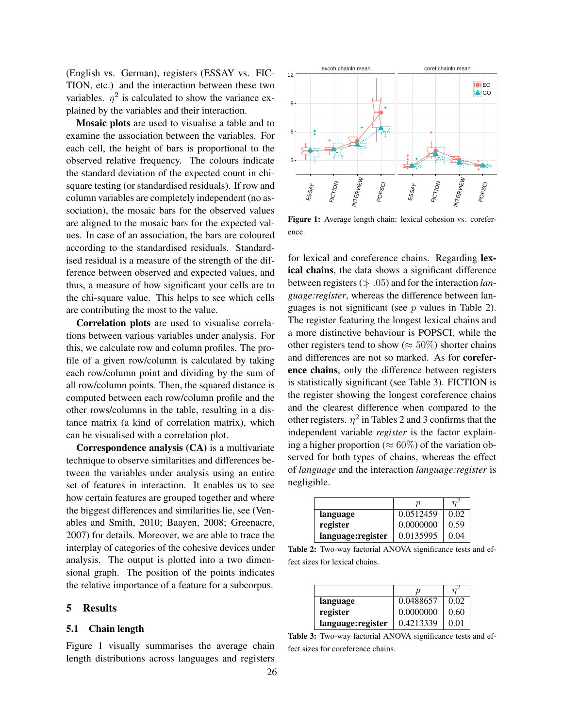(English vs. German), registers (ESSAY vs. FICTION, etc.) and the interaction between these two variables. $\eta^2$ is calculated to show the variance explained by the variables and their interaction.

**Mosaic plots** are used to visualise a table and to examine the association between the variables. For each cell, the height of bars is proportional to the observed relative frequency. The colours indicate the standard deviation of the expected count in chi-square testing (or standardised residuals). If row and column variables are completely independent (no association), the mosaic bars for the observed values are aligned to the mosaic bars for the expected values. In case of an association, the bars are coloured according to the standardised residuals. Standardised residual is a measure of the strength of the difference between observed and expected values, and thus, a measure of how significant your cells are to the chi-square value. This helps to see which cells are contributing the most to the value.

**Correlation plots** are used to visualise correlations between various variables under analysis. For this, we calculate row and column profiles. The profile of a given row/column is calculated by taking each row/column point and dividing by the sum of all row/column points. Then, the squared distance is computed between each row/column profile and the other rows/columns in the table, resulting in a distance matrix (a kind of correlation matrix), which can be visualised with a correlation plot.

**Correspondence analysis (CA)** is a multivariate technique to observe similarities and differences between the variables under analysis using an entire set of features in interaction. It enables us to see how certain features are grouped together and where the biggest differences and similarities lie, see (Venables and Smith, 2010; Baayen, 2008; Greenacre, 2007) for details. Moreover, we are able to trace the interplay of categories of the cohesive devices under analysis. The output is plotted into a two dimensional graph. The position of the points indicates the relative importance of a feature for a subcorpus.

## 5 Results

### 5.1 Chain length

Figure 1 visually summarises the average chain length distributions across languages and registers

Figure 1: Average length chain: lexical cohesion vs. coreference.

for lexical and coreference chains. Regarding **lexical chains**, the data shows a significant difference between registers ($\ngtr .05$) and for the interaction *language:register*, whereas the difference between languages is not significant (see $p$ values in Table 2). The register featuring the longest lexical chains and a more distinctive behaviour is POPSCI, while the other registers tend to show ($\approx 50\%$) shorter chains and differences are not so marked. As for **coreference chains**, only the difference between registers is statistically significant (see Table 3). FICTION is the register showing the longest coreference chains and the clearest difference when compared to the other registers. $\eta^2$ in Tables 2 and 3 confirms that the independent variable *register* is the factor explaining a higher proportion ($\approx 60\%$) of the variation observed for both types of chains, whereas the effect of *language* and the interaction *language:register* is negligible.

| | $p$ | $\eta^2$ |
|---|---|---|
| **language** | 0.0512459 | 0.02 |
| **register** | 0.0000000 | 0.59 |
| **language:register** | 0.0135995 | 0.04 |

Table 2: Two-way factorial ANOVA significance tests and effect sizes for lexical chains.

| | $p$ | $\eta^2$ |
|---|---|---|
| **language** | 0.0488657 | 0.02 |
| **register** | 0.0000000 | 0.60 |
| **language:register** | 0.4213339 | 0.01 |

Table 3: Two-way factorial ANOVA significance tests and effect sizes for coreference chains.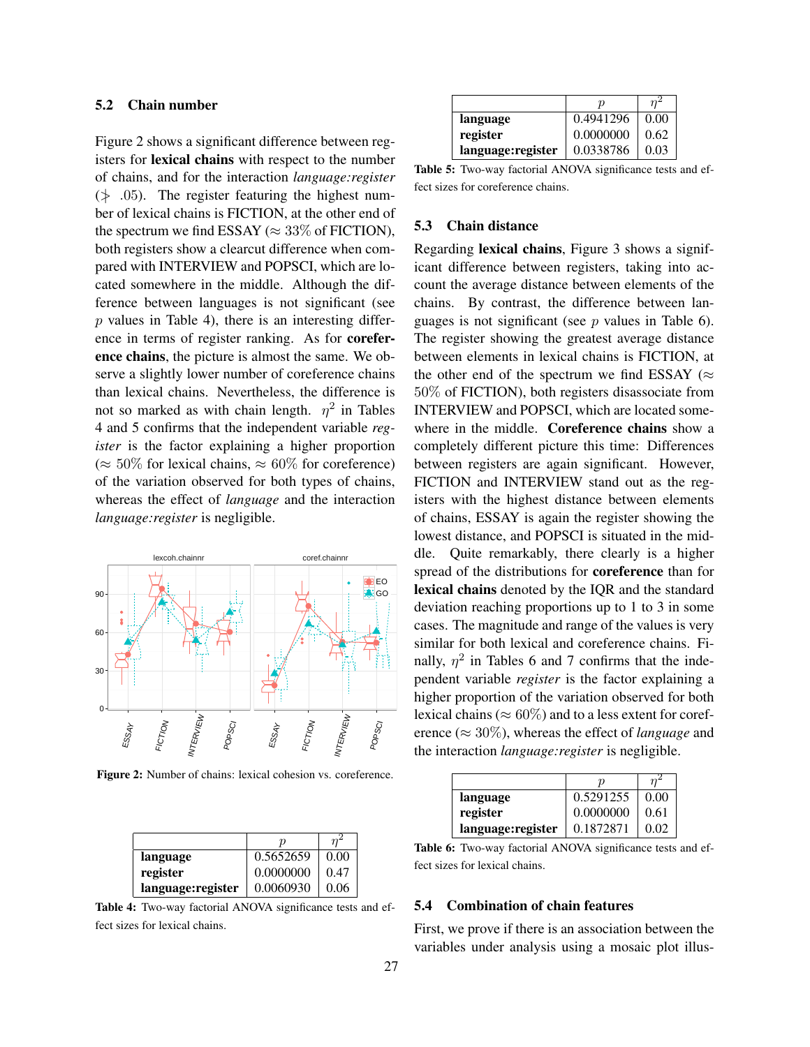### 5.2 Chain number

Figure 2 shows a significant difference between registers for **lexical chains** with respect to the number of chains, and for the interaction *language:register* ($\not> .05$). The register featuring the highest number of lexical chains is FICTION, at the other end of the spectrum we find ESSAY ($\approx 33\%$ of FICTION), both registers show a clearcut difference when compared with INTERVIEW and POPSCI, which are located somewhere in the middle. Although the difference between languages is not significant (see $p$ values in Table 4), there is an interesting difference in terms of register ranking. As for **coreference chains**, the picture is almost the same. We observe a slightly lower number of coreference chains than lexical chains. Nevertheless, the difference is not so marked as with chain length. $\eta^2$ in Tables 4 and 5 confirms that the independent variable *register* is the factor explaining a higher proportion ($\approx 50\%$ for lexical chains, $\approx 60\%$ for coreference) of the variation observed for both types of chains, whereas the effect of *language* and the interaction *language:register* is negligible.

Figure 2: Number of chains: lexical cohesion vs. coreference.

| | $p$ | $\eta^2$ |
|---|---|---|
| **language** | 0.5652659 | 0.00 |
| **register** | 0.0000000 | 0.47 |
| **language:register** | 0.0060930 | 0.06 |

Table 4: Two-way factorial ANOVA significance tests and effect sizes for lexical chains.

| | $p$ | $\eta^2$ |
|---|---|---|
| **language** | 0.4941296 | 0.00 |
| **register** | 0.0000000 | 0.62 |
| **language:register** | 0.0338786 | 0.03 |

Table 5: Two-way factorial ANOVA significance tests and effect sizes for coreference chains.

### 5.3 Chain distance

Regarding **lexical chains**, Figure 3 shows a significant difference between registers, taking into account the average distance between elements of the chains. By contrast, the difference between languages is not significant (see $p$ values in Table 6). The register showing the greatest average distance between elements in lexical chains is FICTION, at the other end of the spectrum we find ESSAY ($\approx 50\%$ of FICTION), both registers disassociate from INTERVIEW and POPSCI, which are located somewhere in the middle. **Coreference chains** show a completely different picture this time: Differences between registers are again significant. However, FICTION and INTERVIEW stand out as the registers with the highest distance between elements of chains, ESSAY is again the register showing the lowest distance, and POPSCI is situated in the middle. Quite remarkably, there clearly is a higher spread of the distributions for **coreference** than for **lexical chains** denoted by the IQR and the standard deviation reaching proportions up to 1 to 3 in some cases. The magnitude and range of the values is very similar for both lexical and coreference chains. Finally, $\eta^2$ in Tables 6 and 7 confirms that the independent variable *register* is the factor explaining a higher proportion of the variation observed for both lexical chains ($\approx 60\%$) and to a less extent for coreference ($\approx 30\%$), whereas the effect of *language* and the interaction *language:register* is negligible.

| | $p$ | $\eta^2$ |
|---|---|---|
| **language** | 0.5291255 | 0.00 |
| **register** | 0.0000000 | 0.61 |
| **language:register** | 0.1872871 | 0.02 |

Table 6: Two-way factorial ANOVA significance tests and effect sizes for lexical chains.

### 5.4 Combination of chain features

First, we prove if there is an association between the variables under analysis using a mosaic plot illus-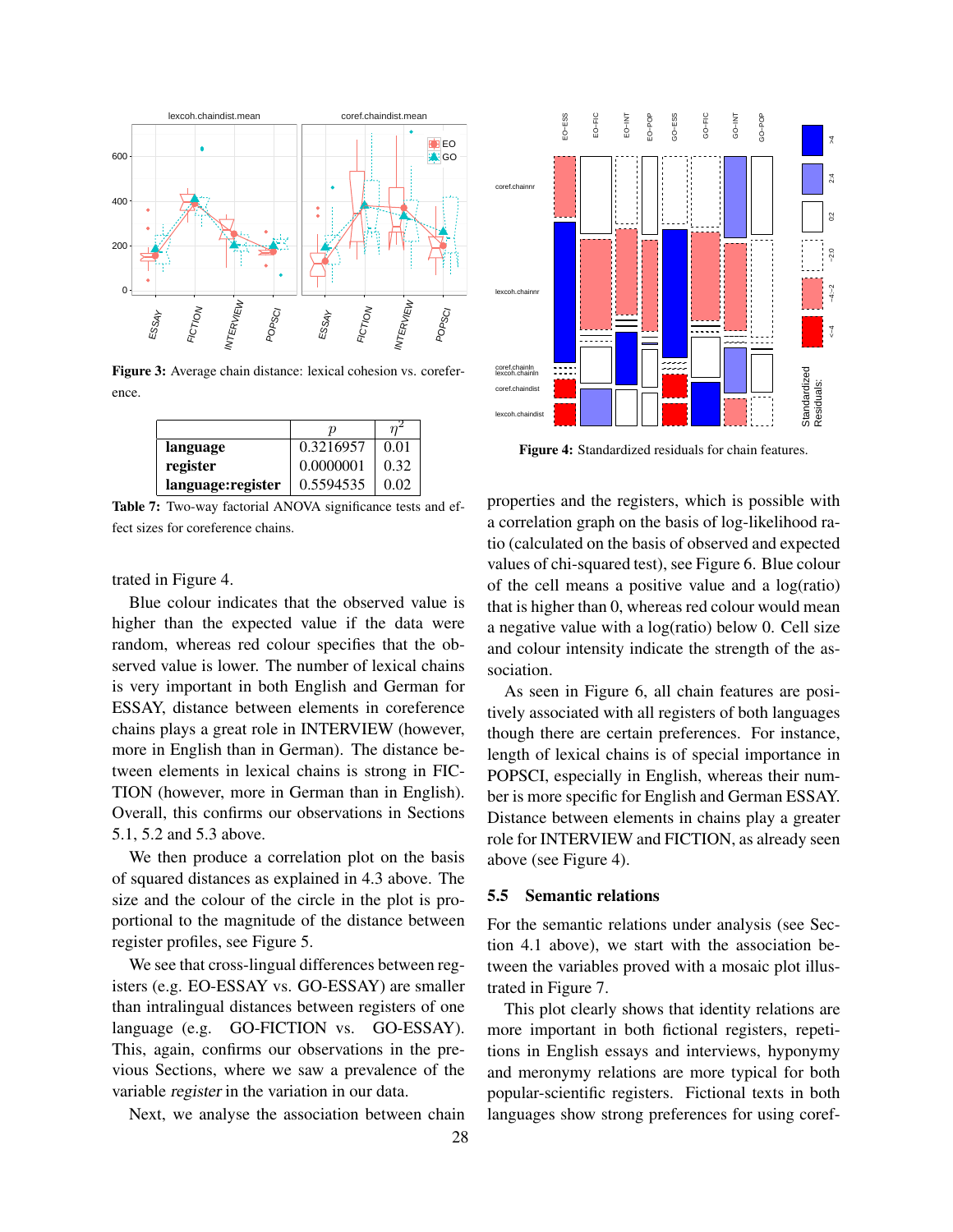Figure 3: Average chain distance: lexical cohesion vs. coreference.

|  | $p$ | $\eta^2$ |
|---|---|---|
| **language** | 0.3216957 | 0.01 |
| **register** | 0.0000001 | 0.32 |
| **language:register** | 0.5594535 | 0.02 |

Table 7: Two-way factorial ANOVA significance tests and effect sizes for coreference chains.

trated in Figure 4.

Blue colour indicates that the observed value is higher than the expected value if the data were random, whereas red colour specifies that the observed value is lower. The number of lexical chains is very important in both English and German for ESSAY, distance between elements in coreference chains plays a great role in INTERVIEW (however, more in English than in German). The distance between elements in lexical chains is strong in FICTION (however, more in German than in English). Overall, this confirms our observations in Sections 5.1, 5.2 and 5.3 above.

We then produce a correlation plot on the basis of squared distances as explained in 4.3 above. The size and the colour of the circle in the plot is proportional to the magnitude of the distance between register profiles, see Figure 5.

We see that cross-lingual differences between registers (e.g. EO-ESSAY vs. GO-ESSAY) are smaller than intralingual distances between registers of one language (e.g. GO-FICTION vs. GO-ESSAY). This, again, confirms our observations in the previous Sections, where we saw a prevalence of the variable *register* in the variation in our data.

Next, we analyse the association between chain properties and the registers, which is possible with a correlation graph on the basis of log-likelihood ratio (calculated on the basis of observed and expected values of chi-squared test), see Figure 6. Blue colour of the cell means a positive value and a log(ratio) that is higher than 0, whereas red colour would mean a negative value with a log(ratio) below 0. Cell size and colour intensity indicate the strength of the association.

Figure 4: Standardized residuals for chain features.

As seen in Figure 6, all chain features are positively associated with all registers of both languages though there are certain preferences. For instance, length of lexical chains is of special importance in POPSCI, especially in English, whereas their number is more specific for English and German ESSAY. Distance between elements in chains play a greater role for INTERVIEW and FICTION, as already seen above (see Figure 4).

### 5.5 Semantic relations

For the semantic relations under analysis (see Section 4.1 above), we start with the association between the variables proved with a mosaic plot illustrated in Figure 7.

This plot clearly shows that identity relations are more important in both fictional registers, repetitions in English essays and interviews, hyponymy and meronymy relations are more typical for both popular-scientific registers. Fictional texts in both languages show strong preferences for using coref-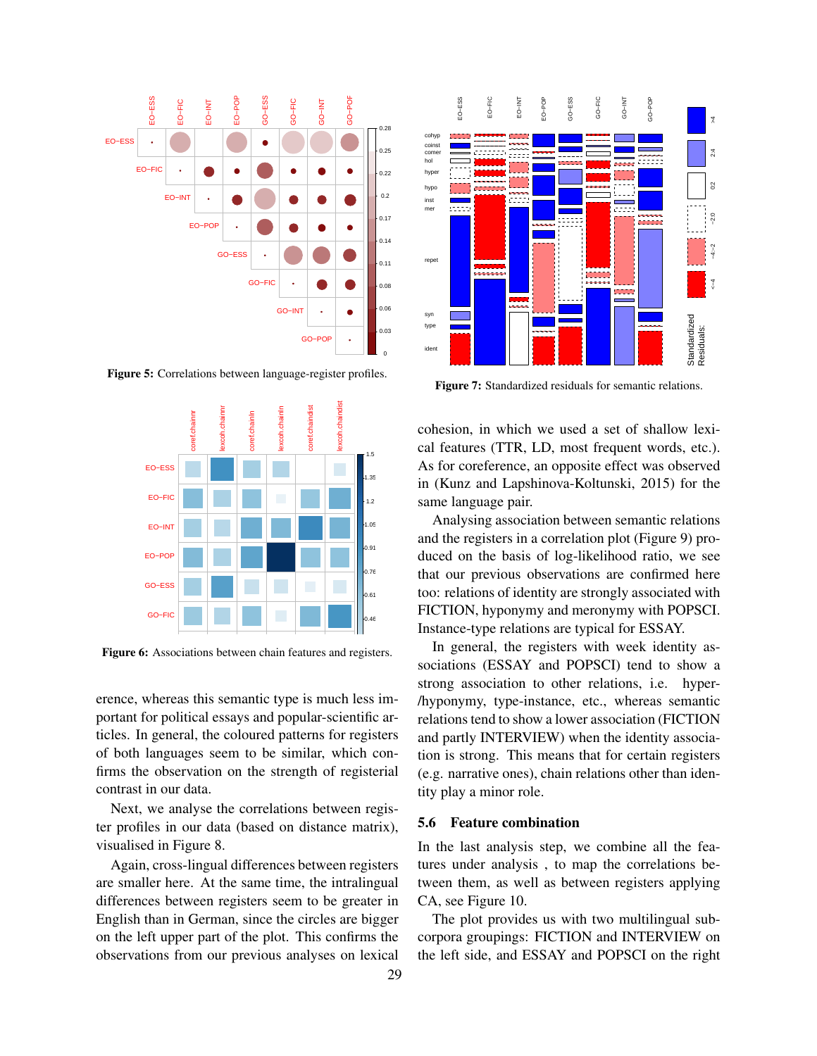Figure 5: Correlations between language-register profiles.

Figure 6: Associations between chain features and registers.

Figure 7: Standardized residuals for semantic relations.

erence, whereas this semantic type is much less important for political essays and popular-scientific articles. In general, the coloured patterns for registers of both languages seem to be similar, which confirms the observation on the strength of registerial contrast in our data.

Next, we analyse the correlations between register profiles in our data (based on distance matrix), visualised in Figure 8.

Again, cross-lingual differences between registers are smaller here. At the same time, the intralingual differences between registers seem to be greater in English than in German, since the circles are bigger on the left upper part of the plot. This confirms the observations from our previous analyses on lexical cohesion, in which we used a set of shallow lexical features (TTR, LD, most frequent words, etc.). As for coreference, an opposite effect was observed in (Kunz and Lapshinova-Koltunski, 2015) for the same language pair.

Analysing association between semantic relations and the registers in a correlation plot (Figure 9) produced on the basis of log-likelihood ratio, we see that our previous observations are confirmed here too: relations of identity are strongly associated with FICTION, hyponymy and meronymy with POPSCI. Instance-type relations are typical for ESSAY.

In general, the registers with week identity associations (ESSAY and POPSCI) tend to show a strong association to other relations, i.e. hyper-/hyponymy, type-instance, etc., whereas semantic relations tend to show a lower association (FICTION and partly INTERVIEW) when the identity association is strong. This means that for certain registers (e.g. narrative ones), chain relations other than identity play a minor role.

### 5.6 Feature combination

In the last analysis step, we combine all the features under analysis , to map the correlations between them, as well as between registers applying CA, see Figure 10.

The plot provides us with two multilingual subcorpora groupings: FICTION and INTERVIEW on the left side, and ESSAY and POPSCI on the right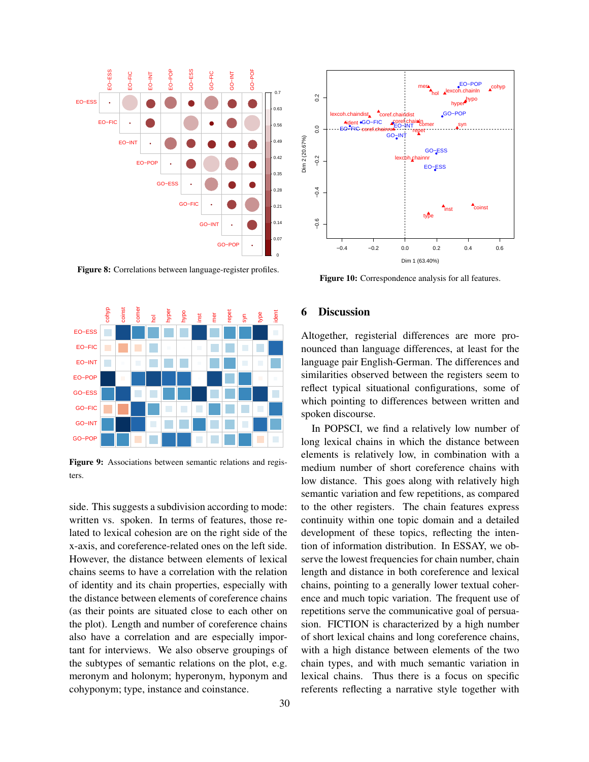**Figure 8:** Correlations between language-register profiles.

**Figure 9:** Associations between semantic relations and registers.

side. This suggests a subdivision according to mode: written vs. spoken. In terms of features, those related to lexical cohesion are on the right side of the x-axis, and coreference-related ones on the left side. However, the distance between elements of lexical chains seems to have a correlation with the relation of identity and its chain properties, especially with the distance between elements of coreference chains (as their points are situated close to each other on the plot). Length and number of coreference chains also have a correlation and are especially important for interviews. We also observe groupings of the subtypes of semantic relations on the plot, e.g. meronym and holonym; hyperonym, hyponym and cohyponym; type, instance and coinstance.

**Figure 10:** Correspondence analysis for all features.

## 6 Discussion

Altogether, registerial differences are more pronounced than language differences, at least for the language pair English-German. The differences and similarities observed between the registers seem to reflect typical situational configurations, some of which pointing to differences between written and spoken discourse.

In POPSCI, we find a relatively low number of long lexical chains in which the distance between elements is relatively low, in combination with a medium number of short coreference chains with low distance. This goes along with relatively high semantic variation and few repetitions, as compared to the other registers. The chain features express continuity within one topic domain and a detailed development of these topics, reflecting the intention of information distribution. In ESSAY, we observe the lowest frequencies for chain number, chain length and distance in both coreference and lexical chains, pointing to a generally lower textual coherence and much topic variation. The frequent use of repetitions serve the communicative goal of persuasion. FICTION is characterized by a high number of short lexical chains and long coreference chains, with a high distance between elements of the two chain types, and with much semantic variation in lexical chains. Thus there is a focus on specific referents reflecting a narrative style together with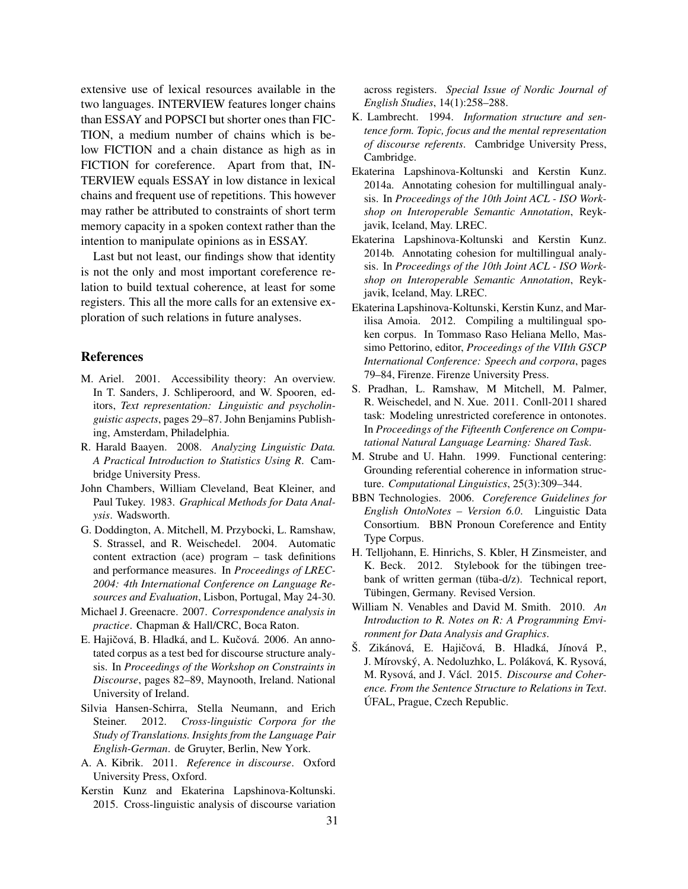extensive use of lexical resources available in the two languages. INTERVIEW features longer chains than ESSAY and POPSCI but shorter ones than FICTION, a medium number of chains which is below FICTION and a chain distance as high as in FICTION for coreference. Apart from that, INTERVIEW equals ESSAY in low distance in lexical chains and frequent use of repetitions. This however may rather be attributed to constraints of short term memory capacity in a spoken context rather than the intention to manipulate opinions as in ESSAY.

Last but not least, our findings show that identity is not the only and most important coreference relation to build textual coherence, at least for some registers. This all the more calls for an extensive exploration of such relations in future analyses.

## References

M. Ariel. 2001. Accessibility theory: An overview. In T. Sanders, J. Schliperoord, and W. Spooren, editors, *Text representation: Linguistic and psycholinguistic aspects*, pages 29–87. John Benjamins Publishing, Amsterdam, Philadelphia.

R. Harald Baayen. 2008. *Analyzing Linguistic Data. A Practical Introduction to Statistics Using R*. Cambridge University Press.

John Chambers, William Cleveland, Beat Kleiner, and Paul Tukey. 1983. *Graphical Methods for Data Analysis*. Wadsworth.

G. Doddington, A. Mitchell, M. Przybocki, L. Ramshaw, S. Strassel, and R. Weischedel. 2004. Automatic content extraction (ace) program – task definitions and performance measures. In *Proceedings of LREC-2004: 4th International Conference on Language Resources and Evaluation*, Lisbon, Portugal, May 24-30.

Michael J. Greenacre. 2007. *Correspondence analysis in practice*. Chapman & Hall/CRC, Boca Raton.

E. Hajičová, B. Hladká, and L. Kučová. 2006. An annotated corpus as a test bed for discourse structure analysis. In *Proceedings of the Workshop on Constraints in Discourse*, pages 82–89, Maynooth, Ireland. National University of Ireland.

Silvia Hansen-Schirra, Stella Neumann, and Erich Steiner. 2012. *Cross-linguistic Corpora for the Study of Translations. Insights from the Language Pair English-German*. de Gruyter, Berlin, New York.

A. A. Kibrik. 2011. *Reference in discourse*. Oxford University Press, Oxford.

Kerstin Kunz and Ekaterina Lapshinova-Koltunski. 2015. Cross-linguistic analysis of discourse variation across registers. *Special Issue of Nordic Journal of English Studies*, 14(1):258–288.

K. Lambrecht. 1994. *Information structure and sentence form. Topic, focus and the mental representation of discourse referents*. Cambridge University Press, Cambridge.

Ekaterina Lapshinova-Koltunski and Kerstin Kunz. 2014a. Annotating cohesion for multillingual analysis. In *Proceedings of the 10th Joint ACL - ISO Workshop on Interoperable Semantic Annotation*, Reykjavik, Iceland, May. LREC.

Ekaterina Lapshinova-Koltunski and Kerstin Kunz. 2014b. Annotating cohesion for multillingual analysis. In *Proceedings of the 10th Joint ACL - ISO Workshop on Interoperable Semantic Annotation*, Reykjavik, Iceland, May. LREC.

Ekaterina Lapshinova-Koltunski, Kerstin Kunz, and Marilisa Amoia. 2012. Compiling a multilingual spoken corpus. In Tommaso Raso Heliana Mello, Massimo Pettorino, editor, *Proceedings of the VIIth GSCP International Conference: Speech and corpora*, pages 79–84, Firenze. Firenze University Press.

S. Pradhan, L. Ramshaw, M Mitchell, M. Palmer, R. Weischedel, and N. Xue. 2011. Conll-2011 shared task: Modeling unrestricted coreference in ontonotes. In *Proceedings of the Fifteenth Conference on Computational Natural Language Learning: Shared Task*.

M. Strube and U. Hahn. 1999. Functional centering: Grounding referential coherence in information structure. *Computational Linguistics*, 25(3):309–344.

BBN Technologies. 2006. *Coreference Guidelines for English OntoNotes – Version 6.0*. Linguistic Data Consortium. BBN Pronoun Coreference and Entity Type Corpus.

H. Telljohann, E. Hinrichs, S. Kbler, H Zinsmeister, and K. Beck. 2012. Stylebook for the tübingen treebank of written german (tüba-d/z). Technical report, Tübingen, Germany. Revised Version.

William N. Venables and David M. Smith. 2010. *An Introduction to R. Notes on R: A Programming Environment for Data Analysis and Graphics*.

Š. Zikánová, E. Hajičová, B. Hladká, Jínová P., J. Mírovský, A. Nedoluzhko, L. Poláková, K. Rysová, M. Rysová, and J. Václ. 2015. *Discourse and Coherence. From the Sentence Structure to Relations in Text*. ÚFAL, Prague, Czech Republic.